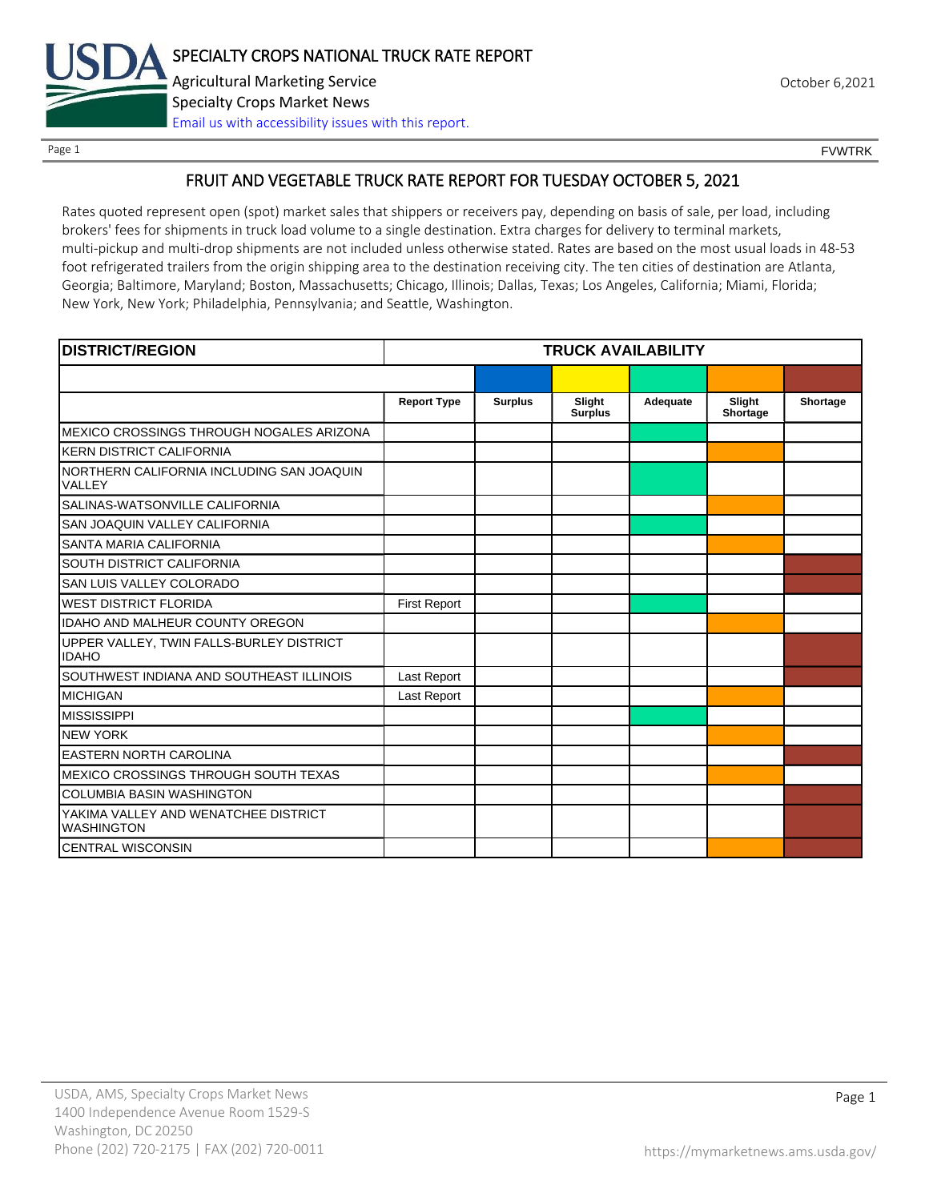# SPECIALTY CROPS NATIONAL TRUCK RATE REPORT

Agricultural Marketing Service

Specialty Crops Market News

Email us with accessibility issues with this report.

October 6,2021

FVWTRK

## FRUIT AND VEGETABLE TRUCK RATE REPORT FOR TUESDAY OCTOBER 5, 2021

Rates quoted represent open (spot) market sales that shippers or receivers pay, depending on basis of sale, per load, including brokers' fees for shipments in truck load volume to a single destination. Extra charges for delivery to terminal markets, multi-pickup and multi-drop shipments are not included unless otherwise stated. Rates are based on the most usual loads in 48-53 foot refrigerated trailers from the origin shipping area to the destination receiving city. The ten cities of destination are Atlanta, Georgia; Baltimore, Maryland; Boston, Massachusetts; Chicago, Illinois; Dallas, Texas; Los Angeles, California; Miami, Florida; New York, New York; Philadelphia, Pennsylvania; and Seattle, Washington.

| DISTRICT/REGION | TRUCK AVAILABILITY | | | | | |
|---|---|---|---|---|---|---|
| | Report Type | Surplus | Slight Surplus | Adequate | Slight Shortage | Shortage |
| MEXICO CROSSINGS THROUGH NOGALES ARIZONA | | | | X | | |
| KERN DISTRICT CALIFORNIA | | | | | X | |
| NORTHERN CALIFORNIA INCLUDING SAN JOAQUIN VALLEY | | | | X | | |
| SALINAS-WATSONVILLE CALIFORNIA | | | | | X | |
| SAN JOAQUIN VALLEY CALIFORNIA | | | | X | | |
| SANTA MARIA CALIFORNIA | | | | | X | |
| SOUTH DISTRICT CALIFORNIA | | | | | | X |
| SAN LUIS VALLEY COLORADO | | | | | | X |
| WEST DISTRICT FLORIDA | First Report | | | X | | |
| IDAHO AND MALHEUR COUNTY OREGON | | | | | X | |
| UPPER VALLEY, TWIN FALLS-BURLEY DISTRICT IDAHO | | | | | | X |
| SOUTHWEST INDIANA AND SOUTHEAST ILLINOIS | Last Report | | | | | X |
| MICHIGAN | Last Report | | | | X | |
| MISSISSIPPI | | | | X | | |
| NEW YORK | | | | | X | |
| EASTERN NORTH CAROLINA | | | | | | X |
| MEXICO CROSSINGS THROUGH SOUTH TEXAS | | | | | X | |
| COLUMBIA BASIN WASHINGTON | | | | | | X |
| YAKIMA VALLEY AND WENATCHEE DISTRICT WASHINGTON | | | | | | X |
| CENTRAL WISCONSIN | | | | | X | X |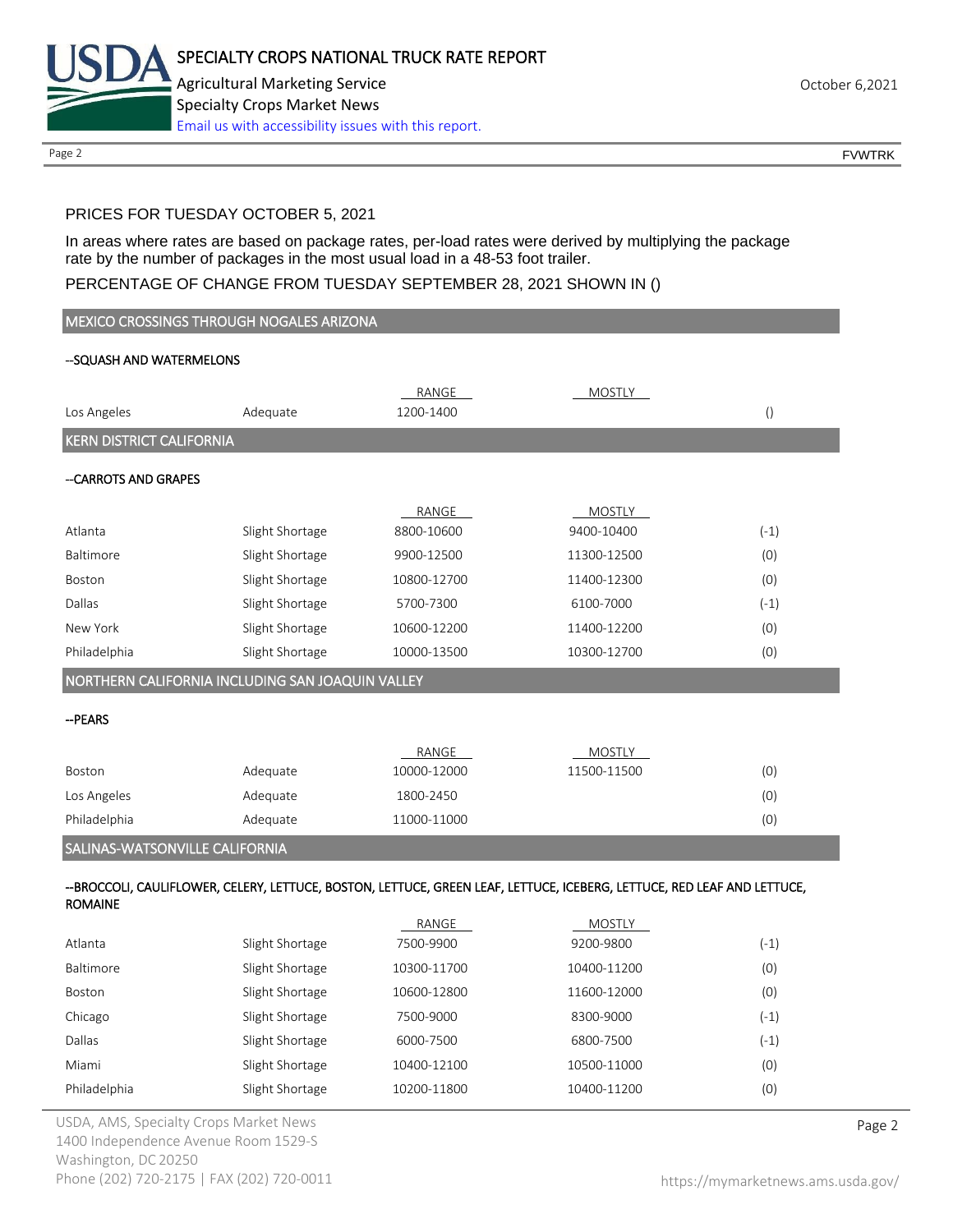PRICES FOR TUESDAY OCTOBER 5, 2021

In areas where rates are based on package rates, per-load rates were derived by multiplying the package rate by the number of packages in the most usual load in a 48-53 foot trailer.

PERCENTAGE OF CHANGE FROM TUESDAY SEPTEMBER 28, 2021 SHOWN IN ()

## MEXICO CROSSINGS THROUGH NOGALES ARIZONA

--SQUASH AND WATERMELONS

| | | RANGE | MOSTLY | |
|---|---|---|---|---|
| Los Angeles | Adequate | 1200-1400 | | () |

## KERN DISTRICT CALIFORNIA

--CARROTS AND GRAPES

| | | RANGE | MOSTLY | |
|---|---|---|---|---|
| Atlanta | Slight Shortage | 8800-10600 | 9400-10400 | (-1) |
| Baltimore | Slight Shortage | 9900-12500 | 11300-12500 | (0) |
| Boston | Slight Shortage | 10800-12700 | 11400-12300 | (0) |
| Dallas | Slight Shortage | 5700-7300 | 6100-7000 | (-1) |
| New York | Slight Shortage | 10600-12200 | 11400-12200 | (0) |
| Philadelphia | Slight Shortage | 10000-13500 | 10300-12700 | (0) |

## NORTHERN CALIFORNIA INCLUDING SAN JOAQUIN VALLEY

--PEARS

| | | RANGE | MOSTLY | |
|---|---|---|---|---|
| Boston | Adequate | 10000-12000 | 11500-11500 | (0) |
| Los Angeles | Adequate | 1800-2450 | | (0) |
| Philadelphia | Adequate | 11000-11000 | | (0) |

## SALINAS-WATSONVILLE CALIFORNIA

--BROCCOLI, CAULIFLOWER, CELERY, LETTUCE, BOSTON, LETTUCE, GREEN LEAF, LETTUCE, ICEBERG, LETTUCE, RED LEAF AND LETTUCE, ROMAINE

| | | RANGE | MOSTLY | |
|---|---|---|---|---|
| Atlanta | Slight Shortage | 7500-9900 | 9200-9800 | (-1) |
| Baltimore | Slight Shortage | 10300-11700 | 10400-11200 | (0) |
| Boston | Slight Shortage | 10600-12800 | 11600-12000 | (0) |
| Chicago | Slight Shortage | 7500-9000 | 8300-9000 | (-1) |
| Dallas | Slight Shortage | 6000-7500 | 6800-7500 | (-1) |
| Miami | Slight Shortage | 10400-12100 | 10500-11000 | (0) |
| Philadelphia | Slight Shortage | 10200-11800 | 10400-11200 | (0) |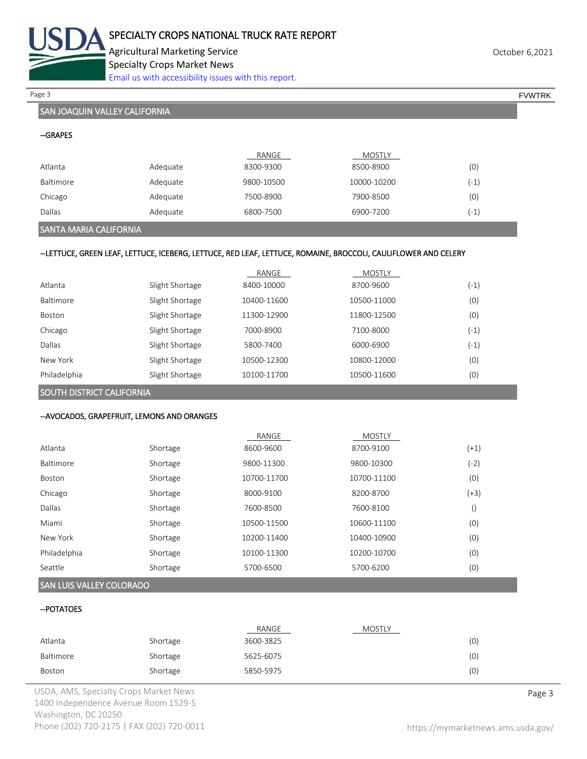## SAN JOAQUIN VALLEY CALIFORNIA

--GRAPES

| | | RANGE | MOSTLY | |
|---|---|---|---|---|
| Atlanta | Adequate | 8300-9300 | 8500-8900 | (0) |
| Baltimore | Adequate | 9800-10500 | 10000-10200 | (-1) |
| Chicago | Adequate | 7500-8900 | 7900-8500 | (0) |
| Dallas | Adequate | 6800-7500 | 6900-7200 | (-1) |

## SANTA MARIA CALIFORNIA

--LETTUCE, GREEN LEAF, LETTUCE, ICEBERG, LETTUCE, RED LEAF, LETTUCE, ROMAINE, BROCCOLI, CAULIFLOWER AND CELERY

| | | RANGE | MOSTLY | |
|---|---|---|---|---|
| Atlanta | Slight Shortage | 8400-10000 | 8700-9600 | (-1) |
| Baltimore | Slight Shortage | 10400-11600 | 10500-11000 | (0) |
| Boston | Slight Shortage | 11300-12900 | 11800-12500 | (0) |
| Chicago | Slight Shortage | 7000-8900 | 7100-8000 | (-1) |
| Dallas | Slight Shortage | 5800-7400 | 6000-6900 | (-1) |
| New York | Slight Shortage | 10500-12300 | 10800-12000 | (0) |
| Philadelphia | Slight Shortage | 10100-11700 | 10500-11600 | (0) |

## SOUTH DISTRICT CALIFORNIA

--AVOCADOS, GRAPEFRUIT, LEMONS AND ORANGES

| | | RANGE | MOSTLY | |
|---|---|---|---|---|
| Atlanta | Shortage | 8600-9600 | 8700-9100 | (+1) |
| Baltimore | Shortage | 9800-11300 | 9800-10300 | (-2) |
| Boston | Shortage | 10700-11700 | 10700-11100 | (0) |
| Chicago | Shortage | 8000-9100 | 8200-8700 | (+3) |
| Dallas | Shortage | 7600-8500 | 7600-8100 | () |
| Miami | Shortage | 10500-11500 | 10600-11100 | (0) |
| New York | Shortage | 10200-11400 | 10400-10900 | (0) |
| Philadelphia | Shortage | 10100-11300 | 10200-10700 | (0) |
| Seattle | Shortage | 5700-6500 | 5700-6200 | (0) |

## SAN LUIS VALLEY COLORADO

--POTATOES

| | | RANGE | MOSTLY | |
|---|---|---|---|---|
| Atlanta | Shortage | 3600-3825 | | (0) |
| Baltimore | Shortage | 5625-6075 | | (0) |
| Boston | Shortage | 5850-5975 | | (0) |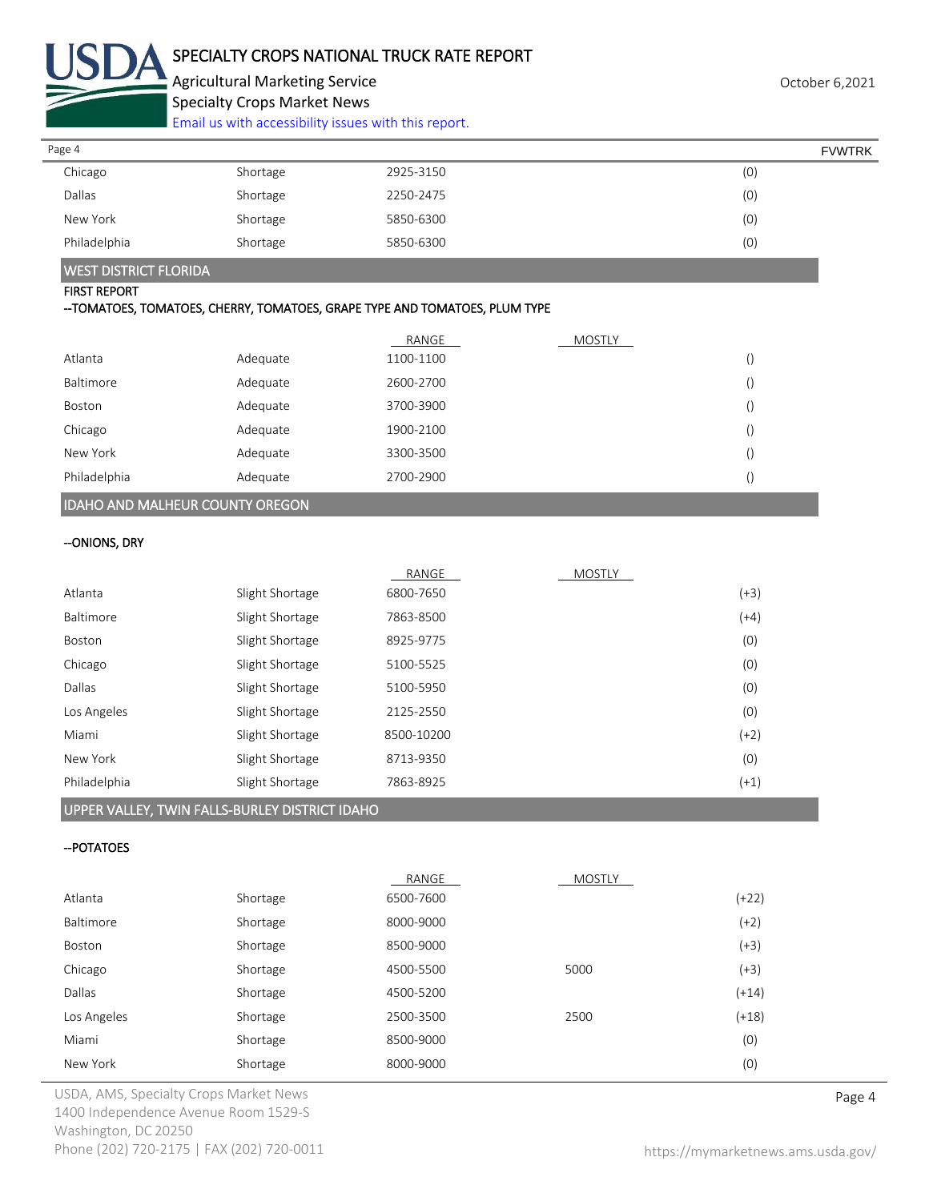| | | | | |
|---|---|---|---|---|
| Chicago | Shortage | 2925-3150 | | (0) |
| Dallas | Shortage | 2250-2475 | | (0) |
| New York | Shortage | 5850-6300 | | (0) |
| Philadelphia | Shortage | 5850-6300 | | (0) |

## WEST DISTRICT FLORIDA

FIRST REPORT

--TOMATOES, TOMATOES, CHERRY, TOMATOES, GRAPE TYPE AND TOMATOES, PLUM TYPE

| | | RANGE | MOSTLY | |
|---|---|---|---|---|
| Atlanta | Adequate | 1100-1100 | | () |
| Baltimore | Adequate | 2600-2700 | | () |
| Boston | Adequate | 3700-3900 | | () |
| Chicago | Adequate | 1900-2100 | | () |
| New York | Adequate | 3300-3500 | | () |
| Philadelphia | Adequate | 2700-2900 | | () |

## IDAHO AND MALHEUR COUNTY OREGON

--ONIONS, DRY

| | | RANGE | MOSTLY | |
|---|---|---|---|---|
| Atlanta | Slight Shortage | 6800-7650 | | (+3) |
| Baltimore | Slight Shortage | 7863-8500 | | (+4) |
| Boston | Slight Shortage | 8925-9775 | | (0) |
| Chicago | Slight Shortage | 5100-5525 | | (0) |
| Dallas | Slight Shortage | 5100-5950 | | (0) |
| Los Angeles | Slight Shortage | 2125-2550 | | (0) |
| Miami | Slight Shortage | 8500-10200 | | (+2) |
| New York | Slight Shortage | 8713-9350 | | (0) |
| Philadelphia | Slight Shortage | 7863-8925 | | (+1) |

## UPPER VALLEY, TWIN FALLS-BURLEY DISTRICT IDAHO

--POTATOES

| | | RANGE | MOSTLY | |
|---|---|---|---|---|
| Atlanta | Shortage | 6500-7600 | | (+22) |
| Baltimore | Shortage | 8000-9000 | | (+2) |
| Boston | Shortage | 8500-9000 | | (+3) |
| Chicago | Shortage | 4500-5500 | 5000 | (+3) |
| Dallas | Shortage | 4500-5200 | | (+14) |
| Los Angeles | Shortage | 2500-3500 | 2500 | (+18) |
| Miami | Shortage | 8500-9000 | | (0) |
| New York | Shortage | 8000-9000 | | (0) |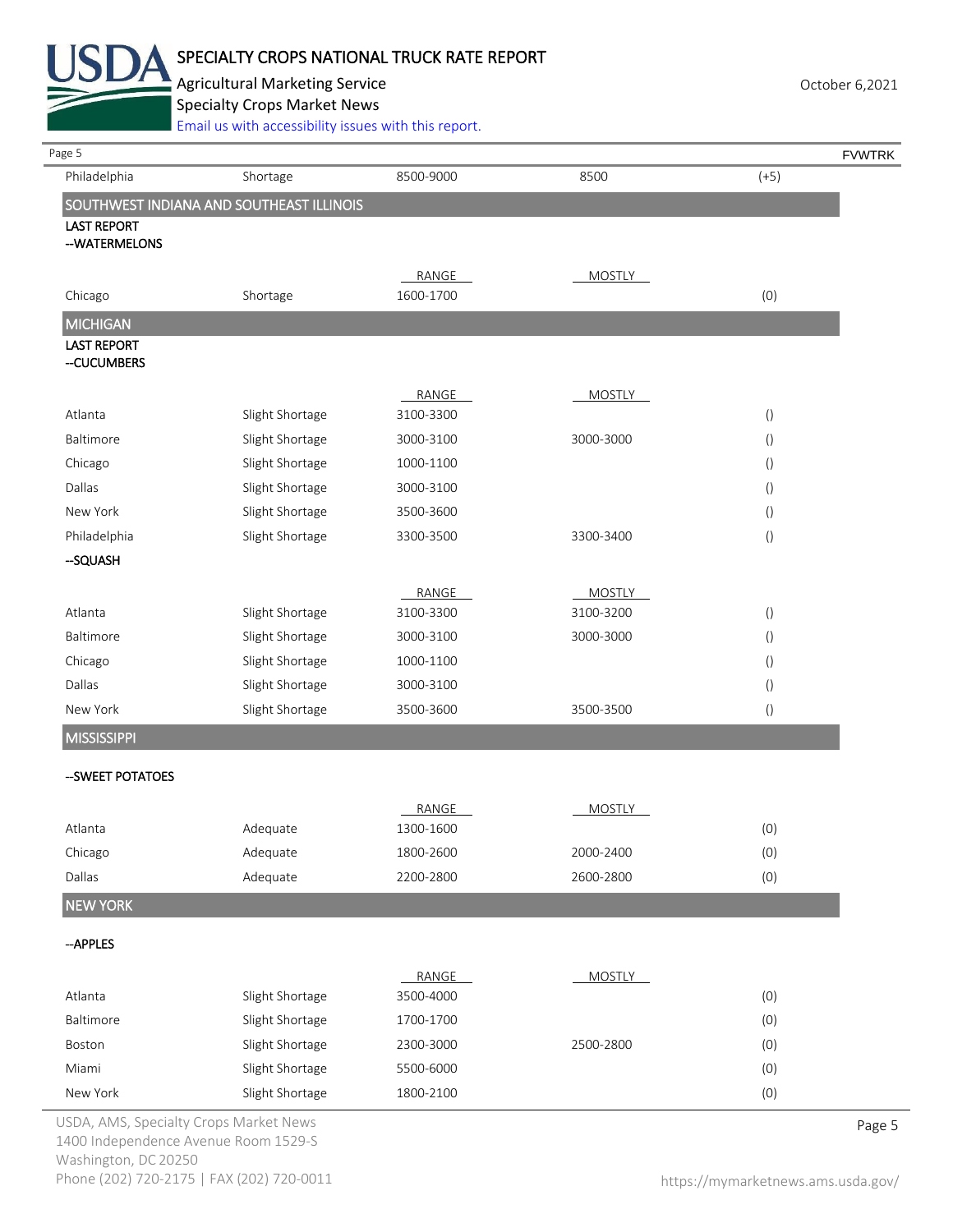| | | | | |
|---|---|---|---|---|
| Philadelphia | Shortage | 8500-9000 | 8500 | (+5) |

## SOUTHWEST INDIANA AND SOUTHEAST ILLINOIS

**LAST REPORT**
**--WATERMELONS**

| | | RANGE | MOSTLY | |
|---|---|---|---|---|
| Chicago | Shortage | 1600-1700 | | (0) |

## MICHIGAN

**LAST REPORT**
**--CUCUMBERS**

| | | RANGE | MOSTLY | |
|---|---|---|---|---|
| Atlanta | Slight Shortage | 3100-3300 | | () |
| Baltimore | Slight Shortage | 3000-3100 | 3000-3000 | () |
| Chicago | Slight Shortage | 1000-1100 | | () |
| Dallas | Slight Shortage | 3000-3100 | | () |
| New York | Slight Shortage | 3500-3600 | | () |
| Philadelphia | Slight Shortage | 3300-3500 | 3300-3400 | () |

**--SQUASH**

| | | RANGE | MOSTLY | |
|---|---|---|---|---|
| Atlanta | Slight Shortage | 3100-3300 | 3100-3200 | () |
| Baltimore | Slight Shortage | 3000-3100 | 3000-3000 | () |
| Chicago | Slight Shortage | 1000-1100 | | () |
| Dallas | Slight Shortage | 3000-3100 | | () |
| New York | Slight Shortage | 3500-3600 | 3500-3500 | () |

## MISSISSIPPI

**--SWEET POTATOES**

| | | RANGE | MOSTLY | |
|---|---|---|---|---|
| Atlanta | Adequate | 1300-1600 | | (0) |
| Chicago | Adequate | 1800-2600 | 2000-2400 | (0) |
| Dallas | Adequate | 2200-2800 | 2600-2800 | (0) |

## NEW YORK

**--APPLES**

| | | RANGE | MOSTLY | |
|---|---|---|---|---|
| Atlanta | Slight Shortage | 3500-4000 | | (0) |
| Baltimore | Slight Shortage | 1700-1700 | | (0) |
| Boston | Slight Shortage | 2300-3000 | 2500-2800 | (0) |
| Miami | Slight Shortage | 5500-6000 | | (0) |
| New York | Slight Shortage | 1800-2100 | | (0) |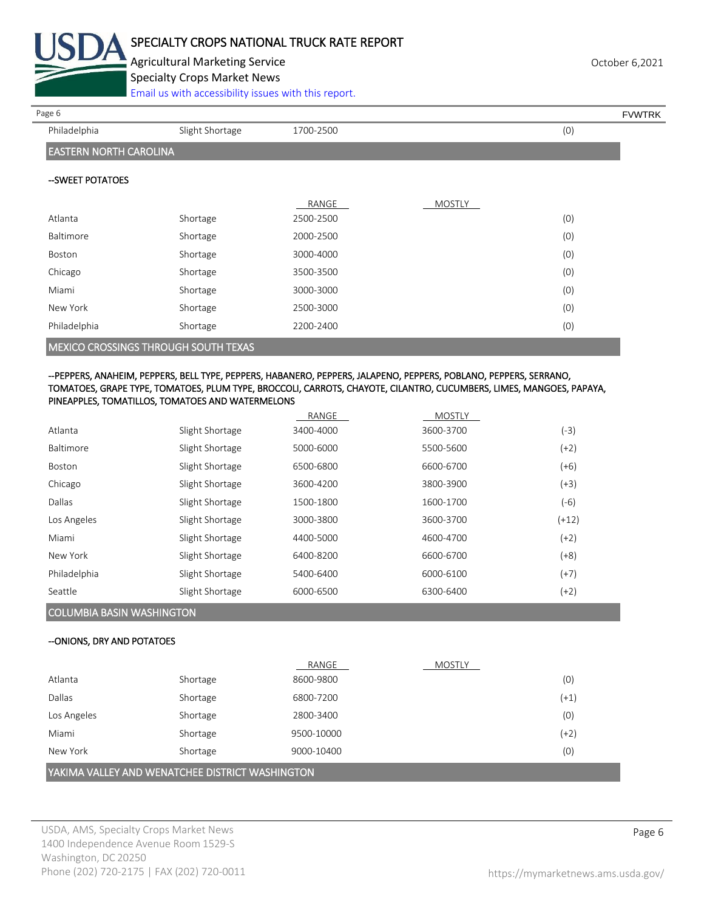| | | | | |
|---|---|---|---|---|
| Philadelphia | Slight Shortage | 1700-2500 | | (0) |

## EASTERN NORTH CAROLINA

--SWEET POTATOES

| | | RANGE | MOSTLY | |
|---|---|---|---|---|
| Atlanta | Shortage | 2500-2500 | | (0) |
| Baltimore | Shortage | 2000-2500 | | (0) |
| Boston | Shortage | 3000-4000 | | (0) |
| Chicago | Shortage | 3500-3500 | | (0) |
| Miami | Shortage | 3000-3000 | | (0) |
| New York | Shortage | 2500-3000 | | (0) |
| Philadelphia | Shortage | 2200-2400 | | (0) |

## MEXICO CROSSINGS THROUGH SOUTH TEXAS

--PEPPERS, ANAHEIM, PEPPERS, BELL TYPE, PEPPERS, HABANERO, PEPPERS, JALAPENO, PEPPERS, POBLANO, PEPPERS, SERRANO, TOMATOES, GRAPE TYPE, TOMATOES, PLUM TYPE, BROCCOLI, CARROTS, CHAYOTE, CILANTRO, CUCUMBERS, LIMES, MANGOES, PAPAYA, PINEAPPLES, TOMATILLOS, TOMATOES AND WATERMELONS

| | | RANGE | MOSTLY | |
|---|---|---|---|---|
| Atlanta | Slight Shortage | 3400-4000 | 3600-3700 | (-3) |
| Baltimore | Slight Shortage | 5000-6000 | 5500-5600 | (+2) |
| Boston | Slight Shortage | 6500-6800 | 6600-6700 | (+6) |
| Chicago | Slight Shortage | 3600-4200 | 3800-3900 | (+3) |
| Dallas | Slight Shortage | 1500-1800 | 1600-1700 | (-6) |
| Los Angeles | Slight Shortage | 3000-3800 | 3600-3700 | (+12) |
| Miami | Slight Shortage | 4400-5000 | 4600-4700 | (+2) |
| New York | Slight Shortage | 6400-8200 | 6600-6700 | (+8) |
| Philadelphia | Slight Shortage | 5400-6400 | 6000-6100 | (+7) |
| Seattle | Slight Shortage | 6000-6500 | 6300-6400 | (+2) |

## COLUMBIA BASIN WASHINGTON

--ONIONS, DRY AND POTATOES

| | | RANGE | MOSTLY | |
|---|---|---|---|---|
| Atlanta | Shortage | 8600-9800 | | (0) |
| Dallas | Shortage | 6800-7200 | | (+1) |
| Los Angeles | Shortage | 2800-3400 | | (0) |
| Miami | Shortage | 9500-10000 | | (+2) |
| New York | Shortage | 9000-10400 | | (0) |

## YAKIMA VALLEY AND WENATCHEE DISTRICT WASHINGTON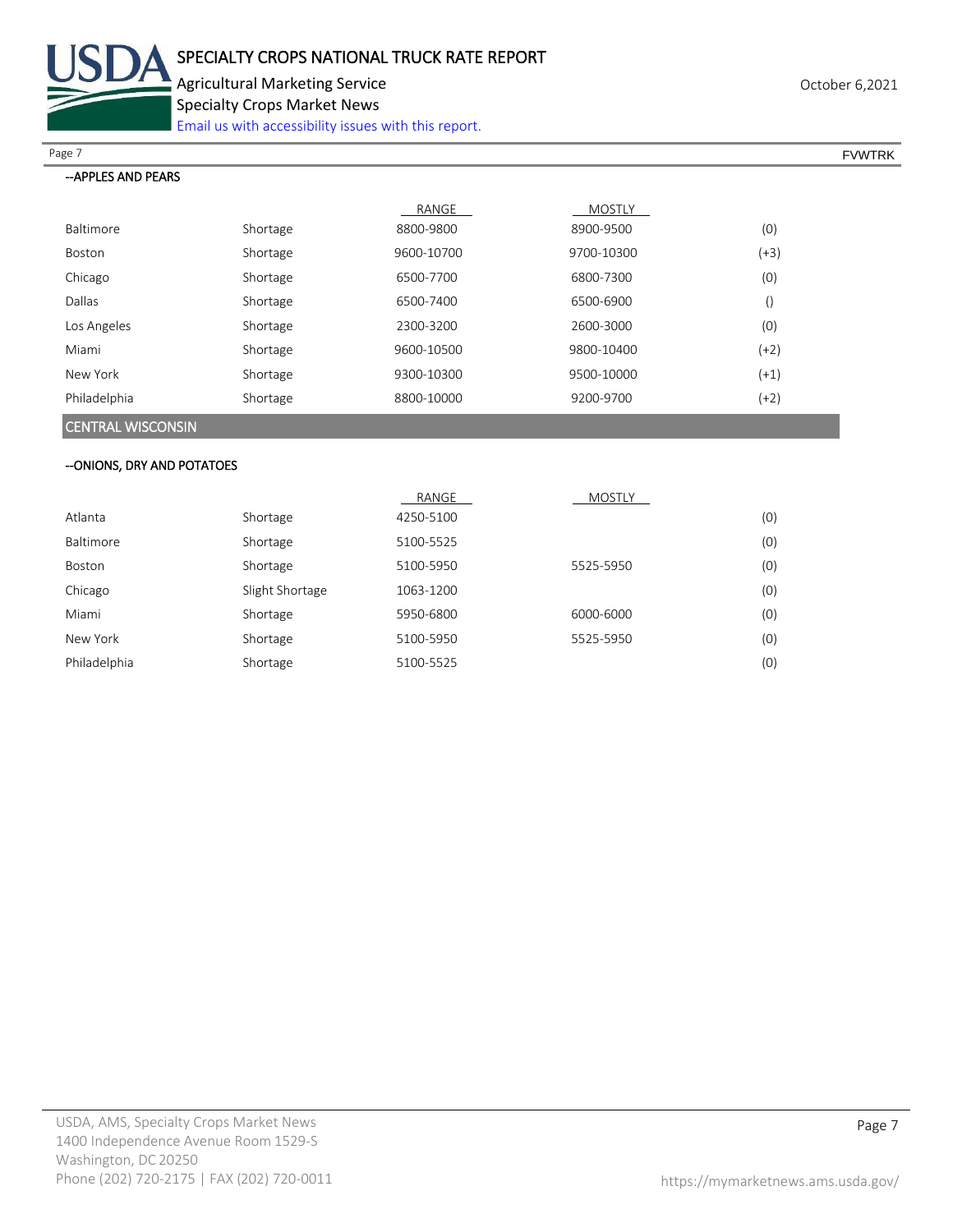--APPLES AND PEARS

| | | RANGE | MOSTLY | |
|---|---|---|---|---|
| Baltimore | Shortage | 8800-9800 | 8900-9500 | (0) |
| Boston | Shortage | 9600-10700 | 9700-10300 | (+3) |
| Chicago | Shortage | 6500-7700 | 6800-7300 | (0) |
| Dallas | Shortage | 6500-7400 | 6500-6900 | () |
| Los Angeles | Shortage | 2300-3200 | 2600-3000 | (0) |
| Miami | Shortage | 9600-10500 | 9800-10400 | (+2) |
| New York | Shortage | 9300-10300 | 9500-10000 | (+1) |
| Philadelphia | Shortage | 8800-10000 | 9200-9700 | (+2) |

## CENTRAL WISCONSIN

--ONIONS, DRY AND POTATOES

| | | RANGE | MOSTLY | |
|---|---|---|---|---|
| Atlanta | Shortage | 4250-5100 | | (0) |
| Baltimore | Shortage | 5100-5525 | | (0) |
| Boston | Shortage | 5100-5950 | 5525-5950 | (0) |
| Chicago | Slight Shortage | 1063-1200 | | (0) |
| Miami | Shortage | 5950-6800 | 6000-6000 | (0) |
| New York | Shortage | 5100-5950 | 5525-5950 | (0) |
| Philadelphia | Shortage | 5100-5525 | | (0) |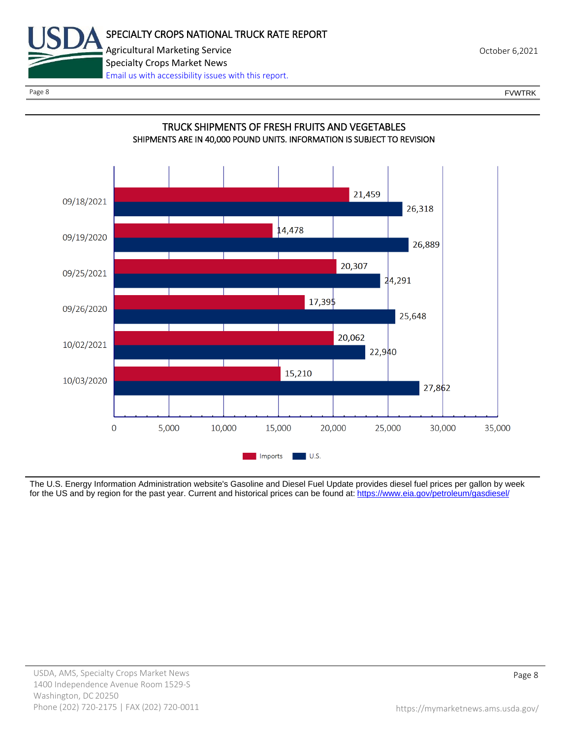## TRUCK SHIPMENTS OF FRESH FRUITS AND VEGETABLES

SHIPMENTS ARE IN 40,000 POUND UNITS. INFORMATION IS SUBJECT TO REVISION

09/18/2021
21,459
26,318

09/19/2020
14,478
26,889

09/25/2021
20,307
24,291

09/26/2020
17,395
25,648

10/02/2021
20,062
22,940

10/03/2020
15,210
27,862

0
5,000
10,000
15,000
20,000
25,000
30,000
35,000

Imports
U.S.

The U.S. Energy Information Administration website's Gasoline and Diesel Fuel Update provides diesel fuel prices per gallon by week for the US and by region for the past year. Current and historical prices can be found at: https://www.eia.gov/petroleum/gasdiesel/